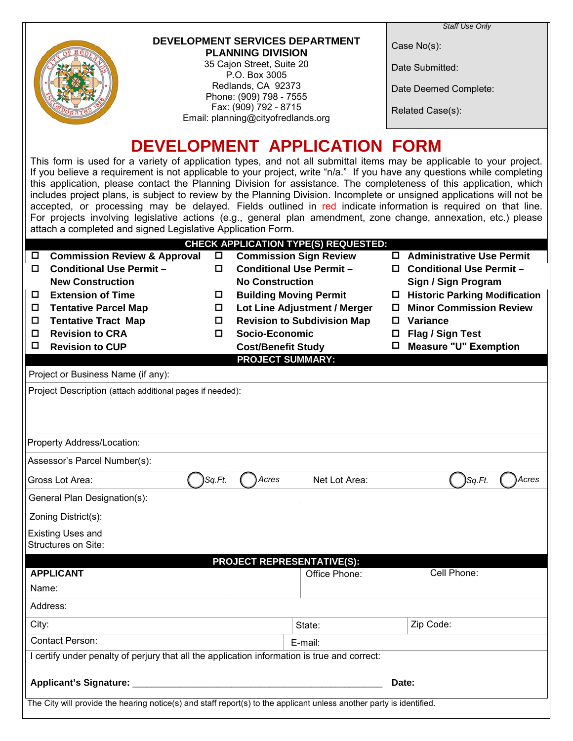DEVELOPMENT SERVICES DEPARTMENT
**PLANNING DIVISION**
35 Cajon Street, Suite 20
P.O. Box 3005
Redlands, CA 92373
Phone: (909) 798 - 7555
Fax: (909) 792 - 8715
Email: planning@cityofredlands.org

*Staff Use Only*

Case No(s):

Date Submitted:

Date Deemed Complete:

Related Case(s):

# DEVELOPMENT APPLICATION FORM

This form is used for a variety of application types, and not all submittal items may be applicable to your project. If you believe a requirement is not applicable to your project, write "n/a." If you have any questions while completing this application, please contact the Planning Division for assistance. The completeness of this application, which includes project plans, is subject to review by the Planning Division. Incomplete or unsigned applications will not be accepted, or processing may be delayed. Fields outlined in red indicate information is required on that line. For projects involving legislative actions (e.g., general plan amendment, zone change, annexation, etc.) please attach a completed and signed Legislative Application Form.

## CHECK APPLICATION TYPE(S) REQUESTED:

| | | |
|---|---|---|
| ☐ **Commission Review & Approval** | ☐ **Commission Sign Review** | ☐ **Administrative Use Permit** |
| ☐ **Conditional Use Permit – New Construction** | ☐ **Conditional Use Permit – No Construction** | ☐ **Conditional Use Permit – Sign / Sign Program** |
| ☐ **Extension of Time** | ☐ **Building Moving Permit** | ☐ **Historic Parking Modification** |
| ☐ **Tentative Parcel Map** | ☐ **Lot Line Adjustment / Merger** | ☐ **Minor Commission Review** |
| ☐ **Tentative Tract Map** | ☐ **Revision to Subdivision Map** | ☐ **Variance** |
| ☐ **Revision to CRA** | ☐ **Socio-Economic Cost/Benefit Study** | ☐ **Flag / Sign Test** |
| ☐ **Revision to CUP** | | ☐ **Measure "U" Exemption** |

## PROJECT SUMMARY:

Project or Business Name (if any):

Project Description (attach additional pages if needed):

Property Address/Location:

Assessor's Parcel Number(s):

Gross Lot Area: ◯ *Sq.Ft.* ◯ *Acres* Net Lot Area: ◯ *Sq.Ft.* ◯ *Acres*

General Plan Designation(s):

Zoning District(s):

Existing Uses and Structures on Site:

## PROJECT REPRESENTATIVE(S):

**APPLICANT**

Name: Office Phone: Cell Phone:

Address:

City: State: Zip Code:

Contact Person: E-mail:

I certify under penalty of perjury that all the application information is true and correct:

**Applicant's Signature:** ________________________________________________ **Date:**

The City will provide the hearing notice(s) and staff report(s) to the applicant unless another party is identified.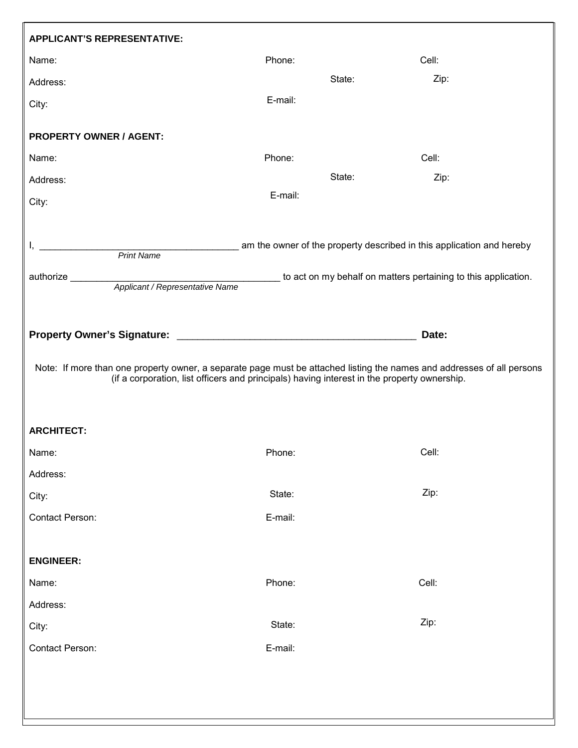**APPLICANT'S REPRESENTATIVE:**

Name: Phone: Cell:

Address: State: Zip:

City: E-mail:

**PROPERTY OWNER / AGENT:**

Name: Phone: Cell:

Address: State: Zip:

City: E-mail:

I, _____________________________________ am the owner of the property described in this application and hereby
*Print Name*

authorize _______________________________________ to act on my behalf on matters pertaining to this application.
*Applicant / Representative Name*

**Property Owner's Signature:** ___________________________________________ **Date:**

Note: If more than one property owner, a separate page must be attached listing the names and addresses of all persons (if a corporation, list officers and principals) having interest in the property ownership.

**ARCHITECT:**

Name: Phone: Cell:

Address:

City: State: Zip:

Contact Person: E-mail:

**ENGINEER:**

Name: Phone: Cell:

Address:

City: State: Zip:

Contact Person: E-mail: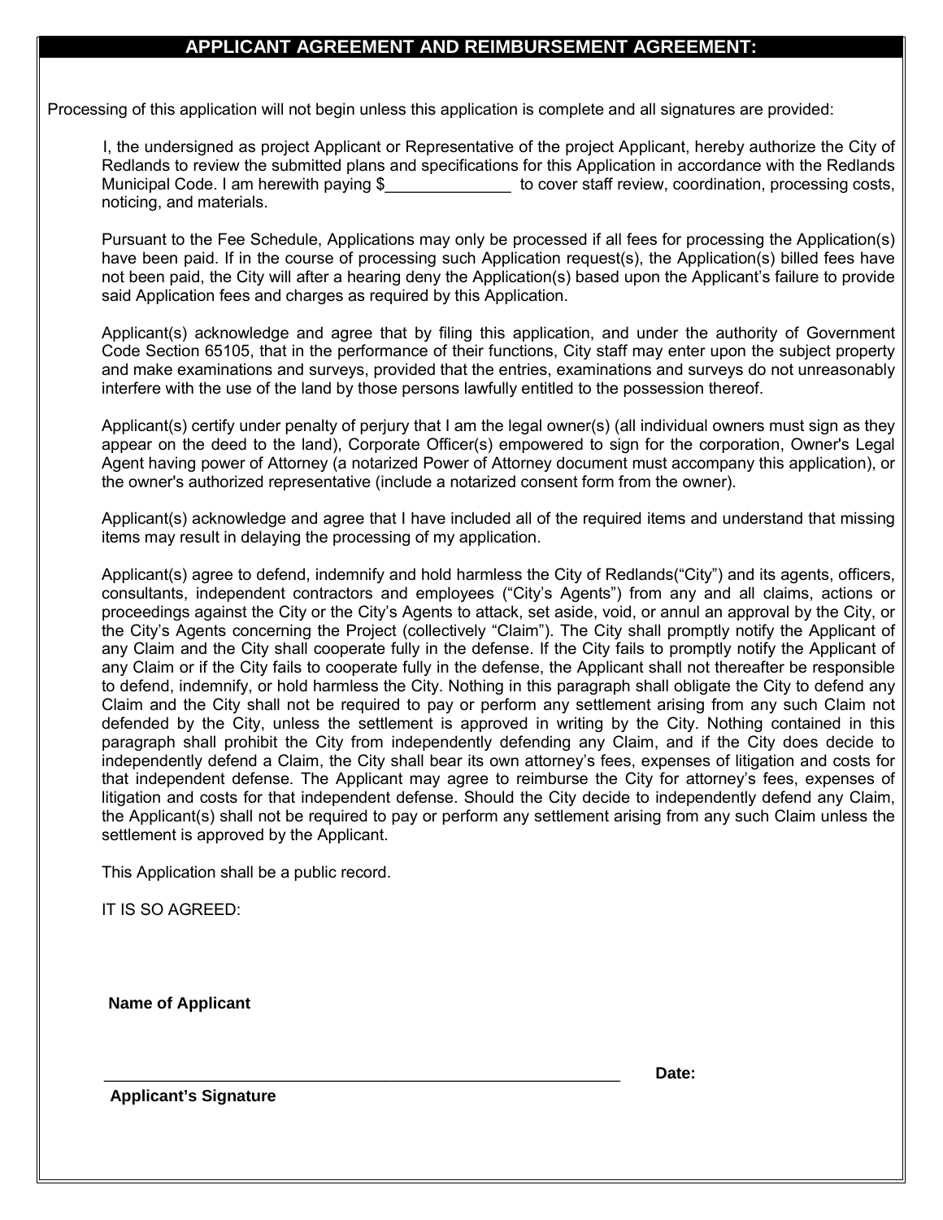## APPLICANT AGREEMENT AND REIMBURSEMENT AGREEMENT:

Processing of this application will not begin unless this application is complete and all signatures are provided:

I, the undersigned as project Applicant or Representative of the project Applicant, hereby authorize the City of Redlands to review the submitted plans and specifications for this Application in accordance with the Redlands Municipal Code. I am herewith paying $______________ to cover staff review, coordination, processing costs, noticing, and materials.

Pursuant to the Fee Schedule, Applications may only be processed if all fees for processing the Application(s) have been paid. If in the course of processing such Application request(s), the Application(s) billed fees have not been paid, the City will after a hearing deny the Application(s) based upon the Applicant's failure to provide said Application fees and charges as required by this Application.

Applicant(s) acknowledge and agree that by filing this application, and under the authority of Government Code Section 65105, that in the performance of their functions, City staff may enter upon the subject property and make examinations and surveys, provided that the entries, examinations and surveys do not unreasonably interfere with the use of the land by those persons lawfully entitled to the possession thereof.

Applicant(s) certify under penalty of perjury that I am the legal owner(s) (all individual owners must sign as they appear on the deed to the land), Corporate Officer(s) empowered to sign for the corporation, Owner's Legal Agent having power of Attorney (a notarized Power of Attorney document must accompany this application), or the owner's authorized representative (include a notarized consent form from the owner).

Applicant(s) acknowledge and agree that I have included all of the required items and understand that missing items may result in delaying the processing of my application.

Applicant(s) agree to defend, indemnify and hold harmless the City of Redlands("City") and its agents, officers, consultants, independent contractors and employees ("City's Agents") from any and all claims, actions or proceedings against the City or the City's Agents to attack, set aside, void, or annul an approval by the City, or the City's Agents concerning the Project (collectively "Claim"). The City shall promptly notify the Applicant of any Claim and the City shall cooperate fully in the defense. If the City fails to promptly notify the Applicant of any Claim or if the City fails to cooperate fully in the defense, the Applicant shall not thereafter be responsible to defend, indemnify, or hold harmless the City. Nothing in this paragraph shall obligate the City to defend any Claim and the City shall not be required to pay or perform any settlement arising from any such Claim not defended by the City, unless the settlement is approved in writing by the City. Nothing contained in this paragraph shall prohibit the City from independently defending any Claim, and if the City does decide to independently defend a Claim, the City shall bear its own attorney's fees, expenses of litigation and costs for that independent defense. The Applicant may agree to reimburse the City for attorney's fees, expenses of litigation and costs for that independent defense. Should the City decide to independently defend any Claim, the Applicant(s) shall not be required to pay or perform any settlement arising from any such Claim unless the settlement is approved by the Applicant.

This Application shall be a public record.

IT IS SO AGREED:

**Name of Applicant**

_____________________________________________________________ **Date:**

**Applicant's Signature**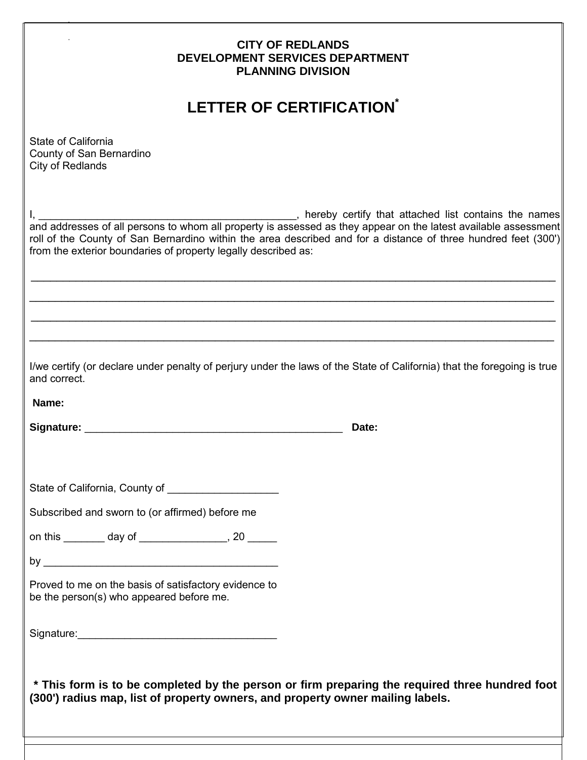**CITY OF REDLANDS**
**DEVELOPMENT SERVICES DEPARTMENT**
**PLANNING DIVISION**

# LETTER OF CERTIFICATION*

State of California
County of San Bernardino
City of Redlands

I, ____________________________________________, hereby certify that attached list contains the names and addresses of all persons to whom all property is assessed as they appear on the latest available assessment roll of the County of San Bernardino within the area described and for a distance of three hundred feet (300') from the exterior boundaries of property legally described as:

______________________________________________________________________________________

______________________________________________________________________________________

______________________________________________________________________________________

______________________________________________________________________________________

I/we certify (or declare under penalty of perjury under the laws of the State of California) that the foregoing is true and correct.

**Name:**

**Signature:** _____________________________________________ **Date:**

State of California, County of __________________

Subscribed and sworn to (or affirmed) before me

on this _______ day of ______________, 20 _____

by _______________________________________

Proved to me on the basis of satisfactory evidence to be the person(s) who appeared before me.

Signature:_________________________________

**\* This form is to be completed by the person or firm preparing the required three hundred foot (300') radius map, list of property owners, and property owner mailing labels.**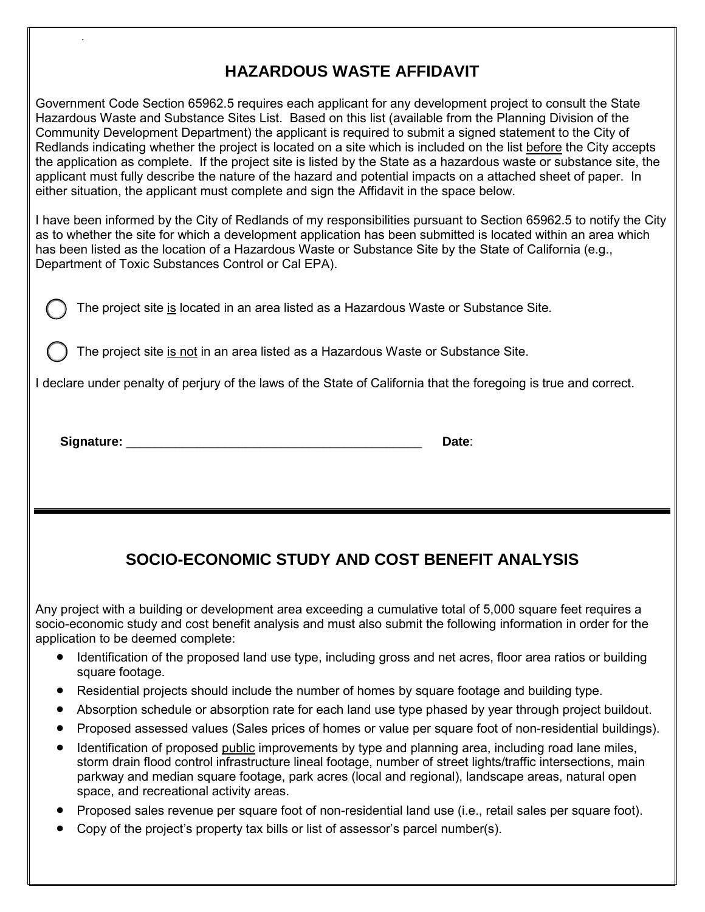## HAZARDOUS WASTE AFFIDAVIT

Government Code Section 65962.5 requires each applicant for any development project to consult the State Hazardous Waste and Substance Sites List. Based on this list (available from the Planning Division of the Community Development Department) the applicant is required to submit a signed statement to the City of Redlands indicating whether the project is located on a site which is included on the list before the City accepts the application as complete. If the project site is listed by the State as a hazardous waste or substance site, the applicant must fully describe the nature of the hazard and potential impacts on a attached sheet of paper. In either situation, the applicant must complete and sign the Affidavit in the space below.

I have been informed by the City of Redlands of my responsibilities pursuant to Section 65962.5 to notify the City as to whether the site for which a development application has been submitted is located within an area which has been listed as the location of a Hazardous Waste or Substance Site by the State of California (e.g., Department of Toxic Substances Control or Cal EPA).

◯ The project site is located in an area listed as a Hazardous Waste or Substance Site.

◯ The project site is not in an area listed as a Hazardous Waste or Substance Site.

I declare under penalty of perjury of the laws of the State of California that the foregoing is true and correct.

**Signature:** ___________________________________________ **Date**:

---

## SOCIO-ECONOMIC STUDY AND COST BENEFIT ANALYSIS

Any project with a building or development area exceeding a cumulative total of 5,000 square feet requires a socio-economic study and cost benefit analysis and must also submit the following information in order for the application to be deemed complete:

- Identification of the proposed land use type, including gross and net acres, floor area ratios or building square footage.
- Residential projects should include the number of homes by square footage and building type.
- Absorption schedule or absorption rate for each land use type phased by year through project buildout.
- Proposed assessed values (Sales prices of homes or value per square foot of non-residential buildings).
- Identification of proposed public improvements by type and planning area, including road lane miles, storm drain flood control infrastructure lineal footage, number of street lights/traffic intersections, main parkway and median square footage, park acres (local and regional), landscape areas, natural open space, and recreational activity areas.
- Proposed sales revenue per square foot of non-residential land use (i.e., retail sales per square foot).
- Copy of the project's property tax bills or list of assessor's parcel number(s).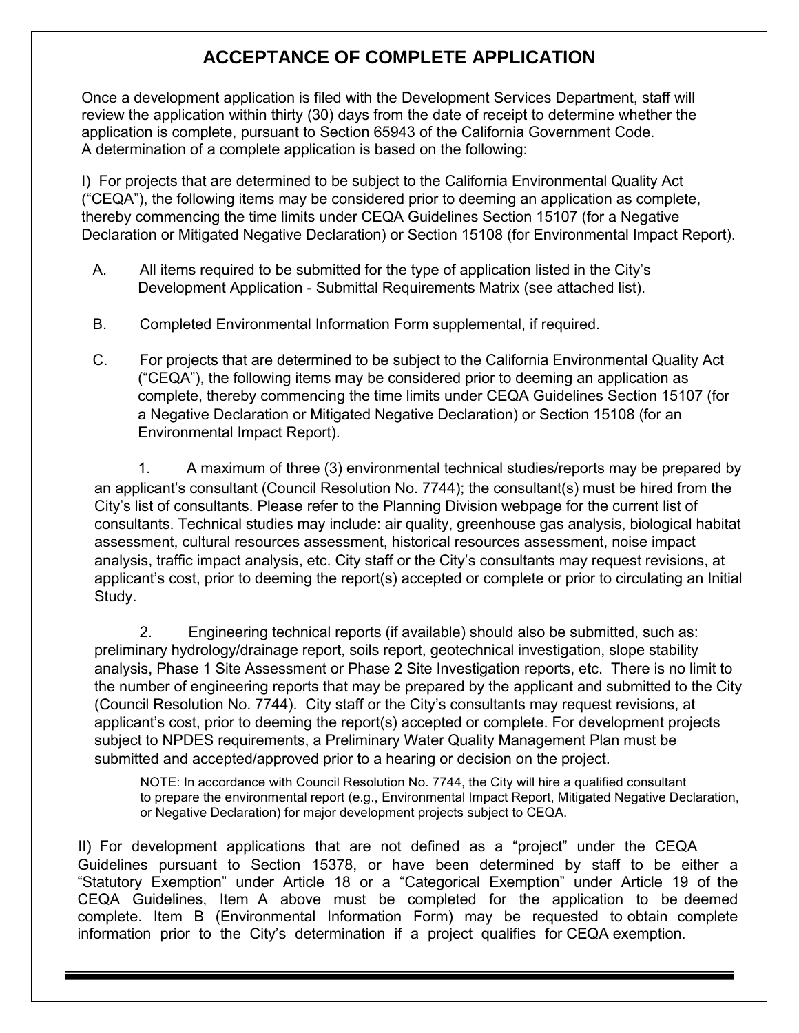# ACCEPTANCE OF COMPLETE APPLICATION

Once a development application is filed with the Development Services Department, staff will review the application within thirty (30) days from the date of receipt to determine whether the application is complete, pursuant to Section 65943 of the California Government Code. A determination of a complete application is based on the following:

I) For projects that are determined to be subject to the California Environmental Quality Act ("CEQA"), the following items may be considered prior to deeming an application as complete, thereby commencing the time limits under CEQA Guidelines Section 15107 (for a Negative Declaration or Mitigated Negative Declaration) or Section 15108 (for Environmental Impact Report).

A. All items required to be submitted for the type of application listed in the City's Development Application - Submittal Requirements Matrix (see attached list).

B. Completed Environmental Information Form supplemental, if required.

C. For projects that are determined to be subject to the California Environmental Quality Act ("CEQA"), the following items may be considered prior to deeming an application as complete, thereby commencing the time limits under CEQA Guidelines Section 15107 (for a Negative Declaration or Mitigated Negative Declaration) or Section 15108 (for an Environmental Impact Report).

1. A maximum of three (3) environmental technical studies/reports may be prepared by an applicant's consultant (Council Resolution No. 7744); the consultant(s) must be hired from the City's list of consultants. Please refer to the Planning Division webpage for the current list of consultants. Technical studies may include: air quality, greenhouse gas analysis, biological habitat assessment, cultural resources assessment, historical resources assessment, noise impact analysis, traffic impact analysis, etc. City staff or the City's consultants may request revisions, at applicant's cost, prior to deeming the report(s) accepted or complete or prior to circulating an Initial Study.

2. Engineering technical reports (if available) should also be submitted, such as: preliminary hydrology/drainage report, soils report, geotechnical investigation, slope stability analysis, Phase 1 Site Assessment or Phase 2 Site Investigation reports, etc. There is no limit to the number of engineering reports that may be prepared by the applicant and submitted to the City (Council Resolution No. 7744). City staff or the City's consultants may request revisions, at applicant's cost, prior to deeming the report(s) accepted or complete. For development projects subject to NPDES requirements, a Preliminary Water Quality Management Plan must be submitted and accepted/approved prior to a hearing or decision on the project.

NOTE: In accordance with Council Resolution No. 7744, the City will hire a qualified consultant to prepare the environmental report (e.g., Environmental Impact Report, Mitigated Negative Declaration, or Negative Declaration) for major development projects subject to CEQA.

II) For development applications that are not defined as a "project" under the CEQA Guidelines pursuant to Section 15378, or have been determined by staff to be either a "Statutory Exemption" under Article 18 or a "Categorical Exemption" under Article 19 of the CEQA Guidelines, Item A above must be completed for the application to be deemed complete. Item B (Environmental Information Form) may be requested to obtain complete information prior to the City's determination if a project qualifies for CEQA exemption.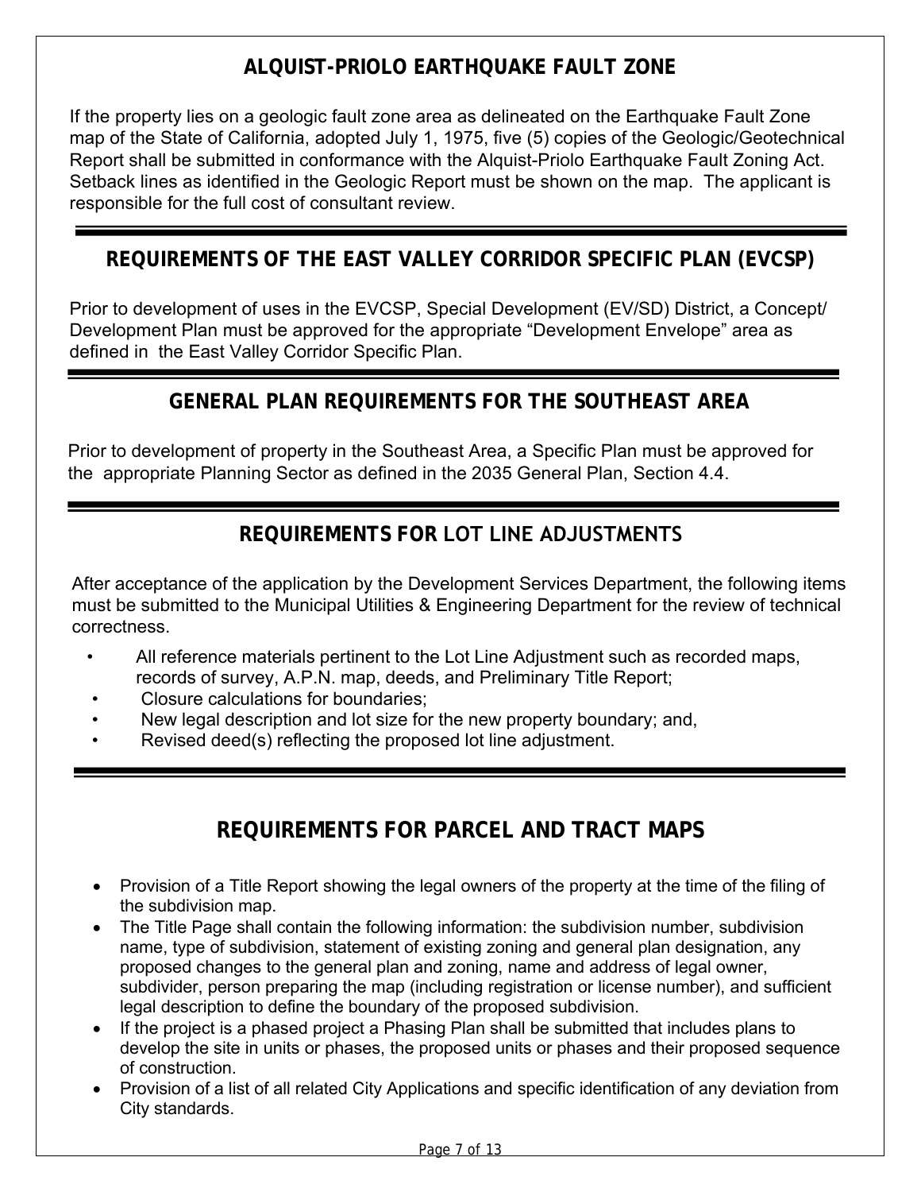## ALQUIST-PRIOLO EARTHQUAKE FAULT ZONE

If the property lies on a geologic fault zone area as delineated on the Earthquake Fault Zone map of the State of California, adopted July 1, 1975, five (5) copies of the Geologic/Geotechnical Report shall be submitted in conformance with the Alquist-Priolo Earthquake Fault Zoning Act. Setback lines as identified in the Geologic Report must be shown on the map. The applicant is responsible for the full cost of consultant review.

## REQUIREMENTS OF THE EAST VALLEY CORRIDOR SPECIFIC PLAN (EVCSP)

Prior to development of uses in the EVCSP, Special Development (EV/SD) District, a Concept/ Development Plan must be approved for the appropriate "Development Envelope" area as defined in the East Valley Corridor Specific Plan.

## GENERAL PLAN REQUIREMENTS FOR THE SOUTHEAST AREA

Prior to development of property in the Southeast Area, a Specific Plan must be approved for the appropriate Planning Sector as defined in the 2035 General Plan, Section 4.4.

## REQUIREMENTS FOR LOT LINE ADJUSTMENTS

After acceptance of the application by the Development Services Department, the following items must be submitted to the Municipal Utilities & Engineering Department for the review of technical correctness.

- All reference materials pertinent to the Lot Line Adjustment such as recorded maps, records of survey, A.P.N. map, deeds, and Preliminary Title Report;
- Closure calculations for boundaries;
- New legal description and lot size for the new property boundary; and,
- Revised deed(s) reflecting the proposed lot line adjustment.

## REQUIREMENTS FOR PARCEL AND TRACT MAPS

- Provision of a Title Report showing the legal owners of the property at the time of the filing of the subdivision map.
- The Title Page shall contain the following information: the subdivision number, subdivision name, type of subdivision, statement of existing zoning and general plan designation, any proposed changes to the general plan and zoning, name and address of legal owner, subdivider, person preparing the map (including registration or license number), and sufficient legal description to define the boundary of the proposed subdivision.
- If the project is a phased project a Phasing Plan shall be submitted that includes plans to develop the site in units or phases, the proposed units or phases and their proposed sequence of construction.
- Provision of a list of all related City Applications and specific identification of any deviation from City standards.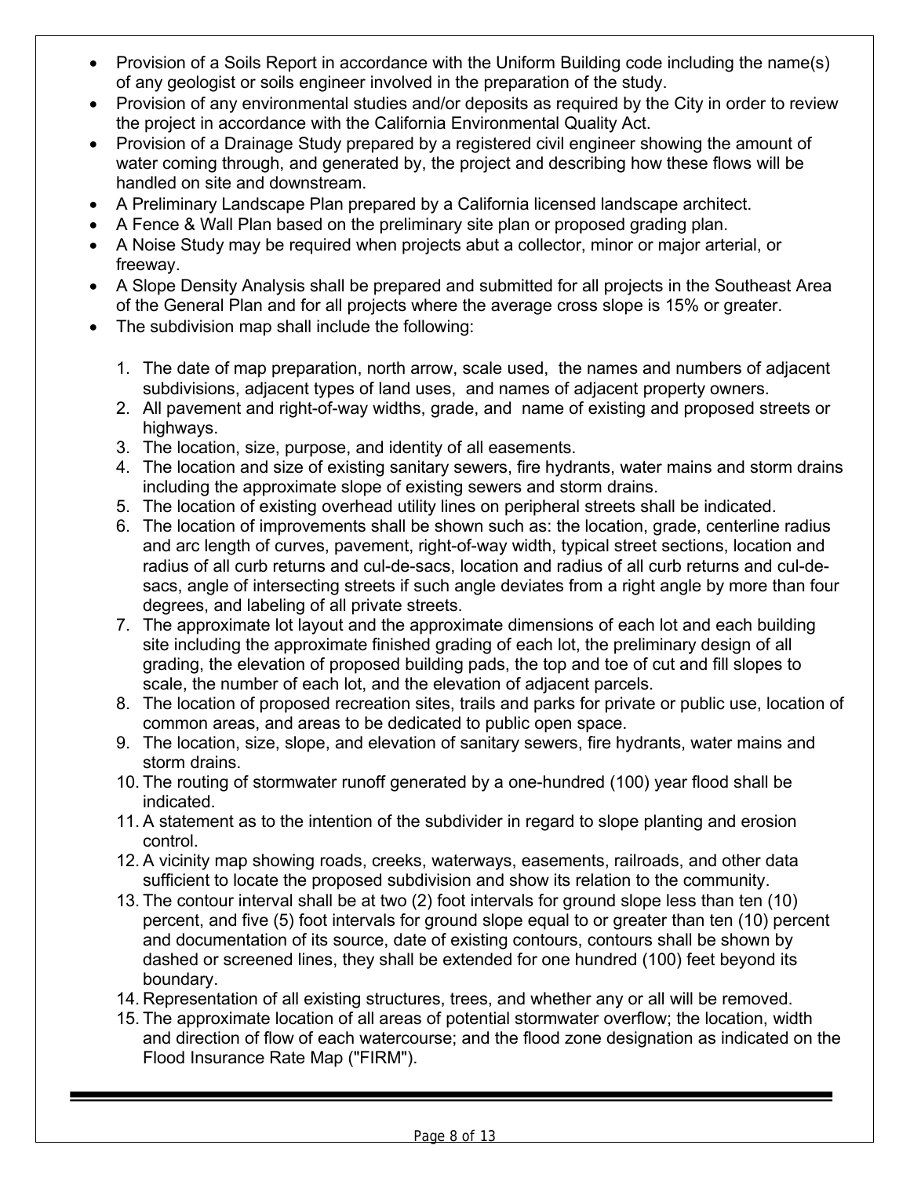- Provision of a Soils Report in accordance with the Uniform Building code including the name(s) of any geologist or soils engineer involved in the preparation of the study.
- Provision of any environmental studies and/or deposits as required by the City in order to review the project in accordance with the California Environmental Quality Act.
- Provision of a Drainage Study prepared by a registered civil engineer showing the amount of water coming through, and generated by, the project and describing how these flows will be handled on site and downstream.
- A Preliminary Landscape Plan prepared by a California licensed landscape architect.
- A Fence & Wall Plan based on the preliminary site plan or proposed grading plan.
- A Noise Study may be required when projects abut a collector, minor or major arterial, or freeway.
- A Slope Density Analysis shall be prepared and submitted for all projects in the Southeast Area of the General Plan and for all projects where the average cross slope is 15% or greater.
- The subdivision map shall include the following:

  1. The date of map preparation, north arrow, scale used, the names and numbers of adjacent subdivisions, adjacent types of land uses, and names of adjacent property owners.
  2. All pavement and right-of-way widths, grade, and name of existing and proposed streets or highways.
  3. The location, size, purpose, and identity of all easements.
  4. The location and size of existing sanitary sewers, fire hydrants, water mains and storm drains including the approximate slope of existing sewers and storm drains.
  5. The location of existing overhead utility lines on peripheral streets shall be indicated.
  6. The location of improvements shall be shown such as: the location, grade, centerline radius and arc length of curves, pavement, right-of-way width, typical street sections, location and radius of all curb returns and cul-de-sacs, location and radius of all curb returns and cul-de-sacs, angle of intersecting streets if such angle deviates from a right angle by more than four degrees, and labeling of all private streets.
  7. The approximate lot layout and the approximate dimensions of each lot and each building site including the approximate finished grading of each lot, the preliminary design of all grading, the elevation of proposed building pads, the top and toe of cut and fill slopes to scale, the number of each lot, and the elevation of adjacent parcels.
  8. The location of proposed recreation sites, trails and parks for private or public use, location of common areas, and areas to be dedicated to public open space.
  9. The location, size, slope, and elevation of sanitary sewers, fire hydrants, water mains and storm drains.
  10. The routing of stormwater runoff generated by a one-hundred (100) year flood shall be indicated.
  11. A statement as to the intention of the subdivider in regard to slope planting and erosion control.
  12. A vicinity map showing roads, creeks, waterways, easements, railroads, and other data sufficient to locate the proposed subdivision and show its relation to the community.
  13. The contour interval shall be at two (2) foot intervals for ground slope less than ten (10) percent, and five (5) foot intervals for ground slope equal to or greater than ten (10) percent and documentation of its source, date of existing contours, contours shall be shown by dashed or screened lines, they shall be extended for one hundred (100) feet beyond its boundary.
  14. Representation of all existing structures, trees, and whether any or all will be removed.
  15. The approximate location of all areas of potential stormwater overflow; the location, width and direction of flow of each watercourse; and the flood zone designation as indicated on the Flood Insurance Rate Map ("FIRM").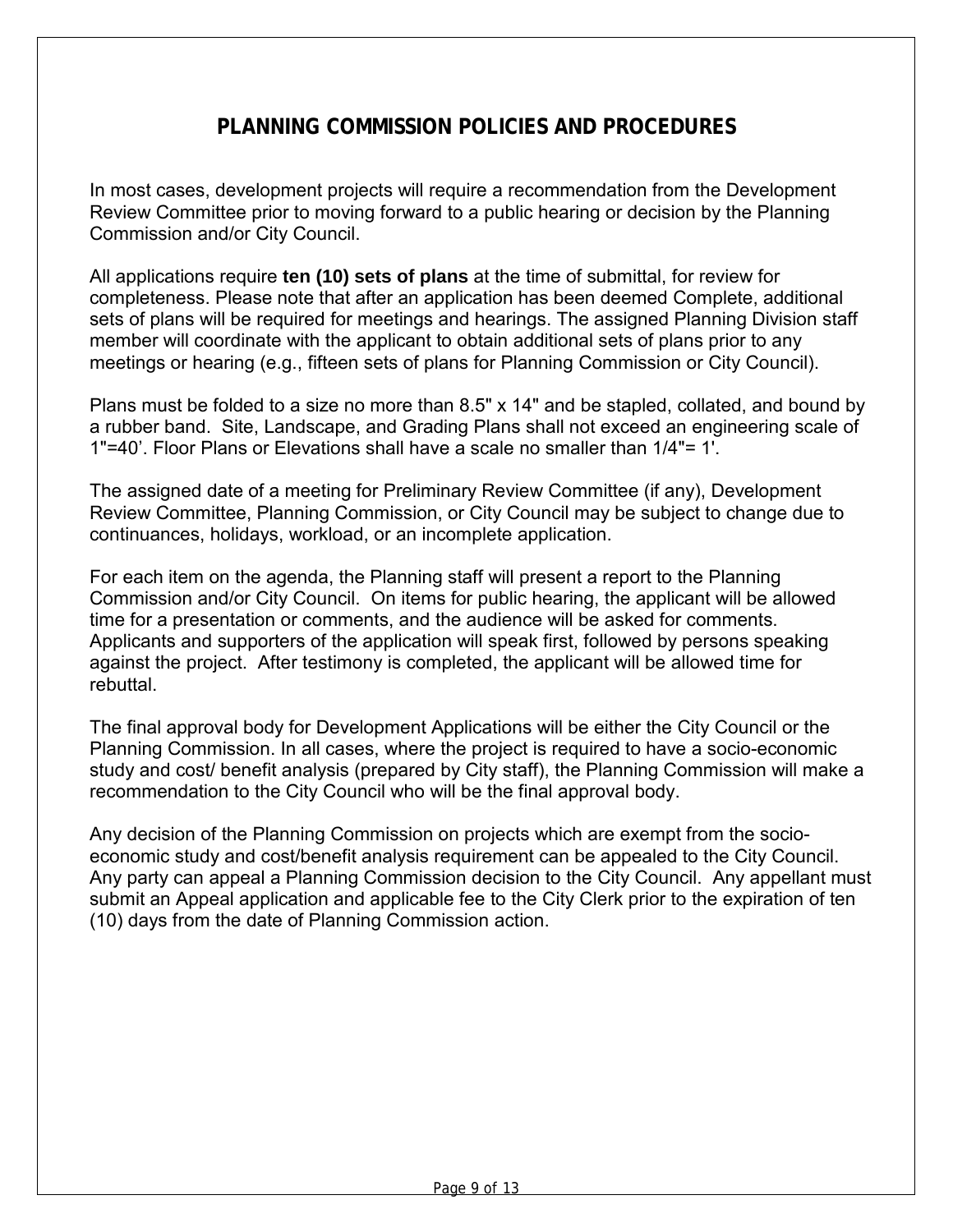# PLANNING COMMISSION POLICIES AND PROCEDURES

In most cases, development projects will require a recommendation from the Development Review Committee prior to moving forward to a public hearing or decision by the Planning Commission and/or City Council.

All applications require **ten (10) sets of plans** at the time of submittal, for review for completeness. Please note that after an application has been deemed Complete, additional sets of plans will be required for meetings and hearings. The assigned Planning Division staff member will coordinate with the applicant to obtain additional sets of plans prior to any meetings or hearing (e.g., fifteen sets of plans for Planning Commission or City Council).

Plans must be folded to a size no more than 8.5" x 14" and be stapled, collated, and bound by a rubber band. Site, Landscape, and Grading Plans shall not exceed an engineering scale of 1"=40'. Floor Plans or Elevations shall have a scale no smaller than 1/4"= 1'.

The assigned date of a meeting for Preliminary Review Committee (if any), Development Review Committee, Planning Commission, or City Council may be subject to change due to continuances, holidays, workload, or an incomplete application.

For each item on the agenda, the Planning staff will present a report to the Planning Commission and/or City Council. On items for public hearing, the applicant will be allowed time for a presentation or comments, and the audience will be asked for comments. Applicants and supporters of the application will speak first, followed by persons speaking against the project. After testimony is completed, the applicant will be allowed time for rebuttal.

The final approval body for Development Applications will be either the City Council or the Planning Commission. In all cases, where the project is required to have a socio-economic study and cost/ benefit analysis (prepared by City staff), the Planning Commission will make a recommendation to the City Council who will be the final approval body.

Any decision of the Planning Commission on projects which are exempt from the socio-economic study and cost/benefit analysis requirement can be appealed to the City Council. Any party can appeal a Planning Commission decision to the City Council. Any appellant must submit an Appeal application and applicable fee to the City Clerk prior to the expiration of ten (10) days from the date of Planning Commission action.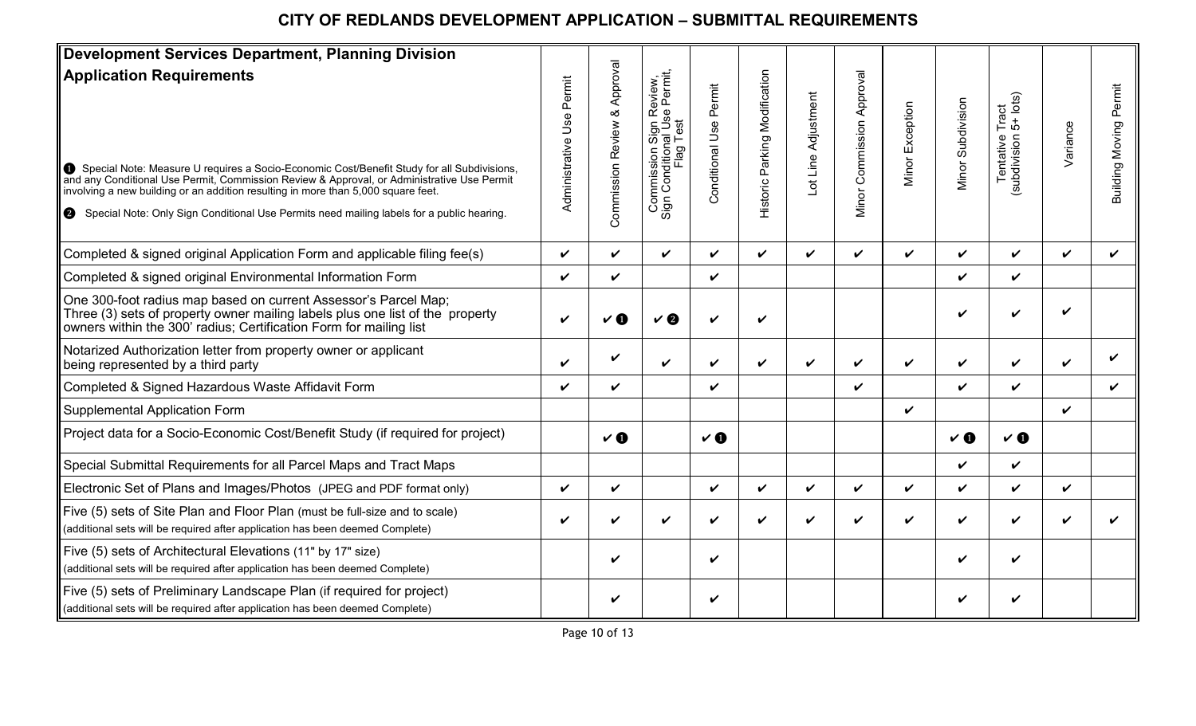# CITY OF REDLANDS DEVELOPMENT APPLICATION – SUBMITTAL REQUIREMENTS

| **Development Services Department, Planning Division**<br>**Application Requirements**<br><br>❶ Special Note: Measure U requires a Socio-Economic Cost/Benefit Study for all Subdivisions, and any Conditional Use Permit, Commission Review & Approval, or Administrative Use Permit involving a new building or an addition resulting in more than 5,000 square feet.<br><br>❷ Special Note: Only Sign Conditional Use Permits need mailing labels for a public hearing. | Administrative Use Permit | Commission Review & Approval | Commission Sign Review, Sign Conditional Use Permit, Flag Test | Conditional Use Permit | Historic Parking Modification | Lot Line Adjustment | Minor Commission Approval | Minor Exception | Minor Subdivision | Tentative Tract (subdivision 5+ lots) | Variance | Building Moving Permit |
|---|---|---|---|---|---|---|---|---|---|---|---|---|
| Completed & signed original Application Form and applicable filing fee(s) | ✔ | ✔ | ✔ | ✔ | ✔ | ✔ | ✔ | ✔ | ✔ | ✔ | ✔ | ✔ |
| Completed & signed original Environmental Information Form | ✔ | ✔ | | ✔ | | | | | ✔ | ✔ | | |
| One 300-foot radius map based on current Assessor's Parcel Map; Three (3) sets of property owner mailing labels plus one list of the property owners within the 300' radius; Certification Form for mailing list | ✔ | ✔❶ | ✔❷ | ✔ | ✔ | | | | ✔ | ✔ | ✔ | |
| Notarized Authorization letter from property owner or applicant being represented by a third party | ✔ | ✔ | ✔ | ✔ | ✔ | ✔ | ✔ | ✔ | ✔ | ✔ | ✔ | ✔ |
| Completed & Signed Hazardous Waste Affidavit Form | ✔ | ✔ | | ✔ | | | ✔ | | ✔ | ✔ | | ✔ |
| Supplemental Application Form | | | | | | | | ✔ | | | ✔ | |
| Project data for a Socio-Economic Cost/Benefit Study (if required for project) | | ✔❶ | | ✔❶ | | | | | ✔❶ | ✔❶ | | |
| Special Submittal Requirements for all Parcel Maps and Tract Maps | | | | | | | | | ✔ | ✔ | | |
| Electronic Set of Plans and Images/Photos (JPEG and PDF format only) | ✔ | ✔ | | ✔ | ✔ | ✔ | ✔ | ✔ | ✔ | ✔ | ✔ | |
| Five (5) sets of Site Plan and Floor Plan (must be full-size and to scale)<br>(additional sets will be required after application has been deemed Complete) | ✔ | ✔ | ✔ | ✔ | ✔ | ✔ | ✔ | ✔ | ✔ | ✔ | ✔ | ✔ |
| Five (5) sets of Architectural Elevations (11" by 17" size)<br>(additional sets will be required after application has been deemed Complete) | | ✔ | | ✔ | | | | | ✔ | ✔ | | |
| Five (5) sets of Preliminary Landscape Plan (if required for project)<br>(additional sets will be required after application has been deemed Complete) | | ✔ | | ✔ | | | | | ✔ | ✔ | | |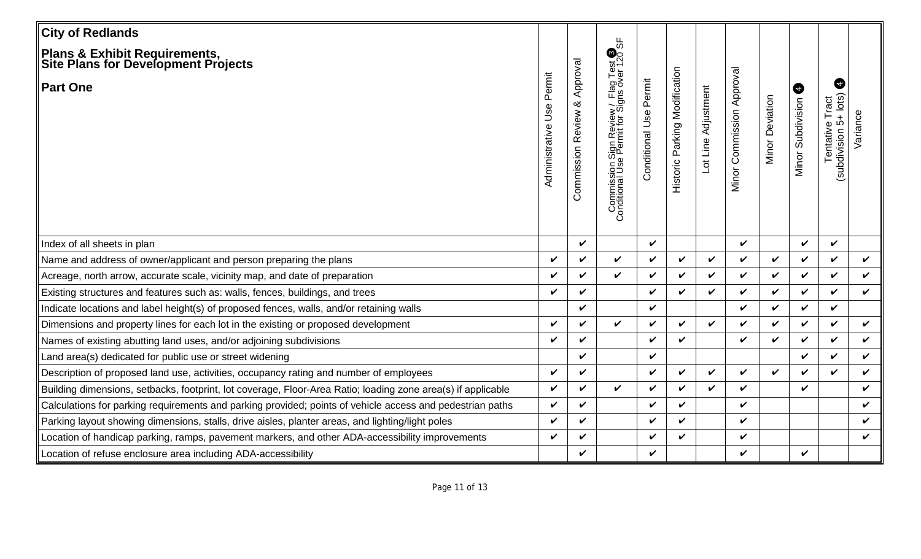# City of Redlands

## Plans & Exhibit Requirements, Site Plans for Development Projects

### Part One

| | Administrative Use Permit | Commission Review & Approval | Commission Sign Review / Flag Test [3] Conditional Use Permit for Signs over 120 SF | Conditional Use Permit | Historic Parking Modification | Lot Line Adjustment | Minor Commission Approval | Minor Deviation | Minor Subdivision [4] | Tentative Tract (subdivision 5+ lots) [4] | Variance |
|---|---|---|---|---|---|---|---|---|---|---|---|
| Index of all sheets in plan | | ✔ | | ✔ | | | ✔ | | ✔ | ✔ | |
| Name and address of owner/applicant and person preparing the plans | ✔ | ✔ | ✔ | ✔ | ✔ | ✔ | ✔ | ✔ | ✔ | ✔ | ✔ |
| Acreage, north arrow, accurate scale, vicinity map, and date of preparation | ✔ | ✔ | ✔ | ✔ | ✔ | ✔ | ✔ | ✔ | ✔ | ✔ | ✔ |
| Existing structures and features such as: walls, fences, buildings, and trees | ✔ | ✔ | | ✔ | ✔ | ✔ | ✔ | ✔ | ✔ | ✔ | ✔ |
| Indicate locations and label height(s) of proposed fences, walls, and/or retaining walls | | ✔ | | ✔ | | | ✔ | ✔ | ✔ | ✔ | |
| Dimensions and property lines for each lot in the existing or proposed development | ✔ | ✔ | ✔ | ✔ | ✔ | ✔ | ✔ | ✔ | ✔ | ✔ | ✔ |
| Names of existing abutting land uses, and/or adjoining subdivisions | ✔ | ✔ | | ✔ | ✔ | | ✔ | ✔ | ✔ | ✔ | ✔ |
| Land area(s) dedicated for public use or street widening | | ✔ | | ✔ | | | | | ✔ | ✔ | ✔ |
| Description of proposed land use, activities, occupancy rating and number of employees | ✔ | ✔ | | ✔ | ✔ | ✔ | ✔ | ✔ | ✔ | ✔ | ✔ |
| Building dimensions, setbacks, footprint, lot coverage, Floor-Area Ratio; loading zone area(s) if applicable | ✔ | ✔ | ✔ | ✔ | ✔ | ✔ | ✔ | | ✔ | | ✔ |
| Calculations for parking requirements and parking provided; points of vehicle access and pedestrian paths | ✔ | ✔ | | ✔ | ✔ | | ✔ | | | | ✔ |
| Parking layout showing dimensions, stalls, drive aisles, planter areas, and lighting/light poles | ✔ | ✔ | | ✔ | ✔ | | ✔ | | | | ✔ |
| Location of handicap parking, ramps, pavement markers, and other ADA-accessibility improvements | ✔ | ✔ | | ✔ | ✔ | | ✔ | | | | ✔ |
| Location of refuse enclosure area including ADA-accessibility | | ✔ | | ✔ | | | ✔ | | ✔ | | |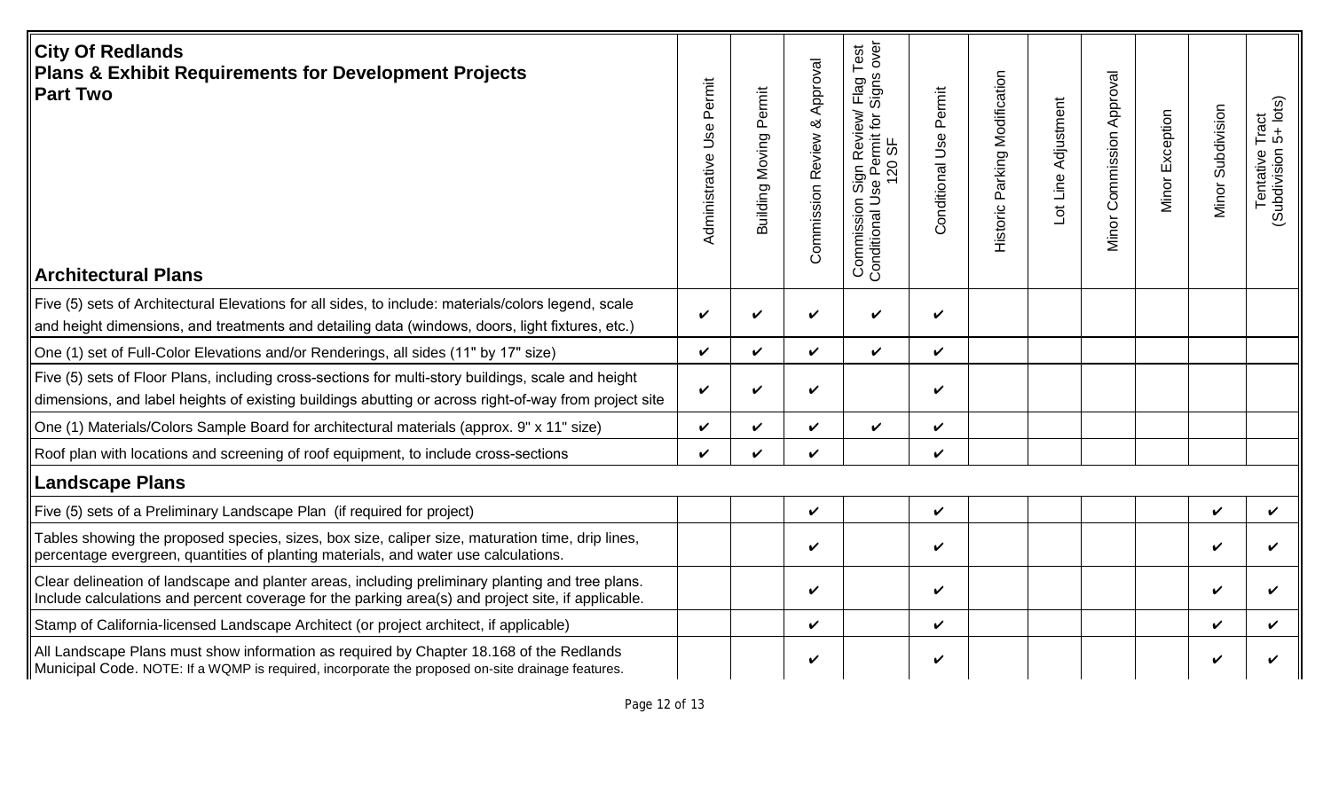| City Of Redlands<br>Plans & Exhibit Requirements for Development Projects<br>Part Two | Administrative Use Permit | Building Moving Permit | Commission Review & Approval | Commission Sign Review/ Flag Test Conditional Use Permit for Signs over 120 SF | Conditional Use Permit | Historic Parking Modification | Lot Line Adjustment | Minor Commission Approval | Minor Exception | Minor Subdivision | Tentative Tract (Subdivision 5+ lots) |
|---|---|---|---|---|---|---|---|---|---|---|---|
| **Architectural Plans** | | | | | | | | | | | |
| Five (5) sets of Architectural Elevations for all sides, to include: materials/colors legend, scale and height dimensions, and treatments and detailing data (windows, doors, light fixtures, etc.) | ✔ | ✔ | ✔ | ✔ | ✔ | | | | | | |
| One (1) set of Full-Color Elevations and/or Renderings, all sides (11" by 17" size) | ✔ | ✔ | ✔ | ✔ | ✔ | | | | | | |
| Five (5) sets of Floor Plans, including cross-sections for multi-story buildings, scale and height dimensions, and label heights of existing buildings abutting or across right-of-way from project site | ✔ | ✔ | ✔ | | ✔ | | | | | | |
| One (1) Materials/Colors Sample Board for architectural materials (approx. 9" x 11" size) | ✔ | ✔ | ✔ | ✔ | ✔ | | | | | | |
| Roof plan with locations and screening of roof equipment, to include cross-sections | ✔ | ✔ | ✔ | | ✔ | | | | | | |
| **Landscape Plans** | | | | | | | | | | | |
| Five (5) sets of a Preliminary Landscape Plan (if required for project) | | | ✔ | | ✔ | | | | | ✔ | ✔ |
| Tables showing the proposed species, sizes, box size, caliper size, maturation time, drip lines, percentage evergreen, quantities of planting materials, and water use calculations. | | | ✔ | | ✔ | | | | | ✔ | ✔ |
| Clear delineation of landscape and planter areas, including preliminary planting and tree plans. Include calculations and percent coverage for the parking area(s) and project site, if applicable. | | | ✔ | | ✔ | | | | | ✔ | ✔ |
| Stamp of California-licensed Landscape Architect (or project architect, if applicable) | | | ✔ | | ✔ | | | | | ✔ | ✔ |
| All Landscape Plans must show information as required by Chapter 18.168 of the Redlands Municipal Code. NOTE: If a WQMP is required, incorporate the proposed on-site drainage features. | | | ✔ | | ✔ | | | | | ✔ | ✔ |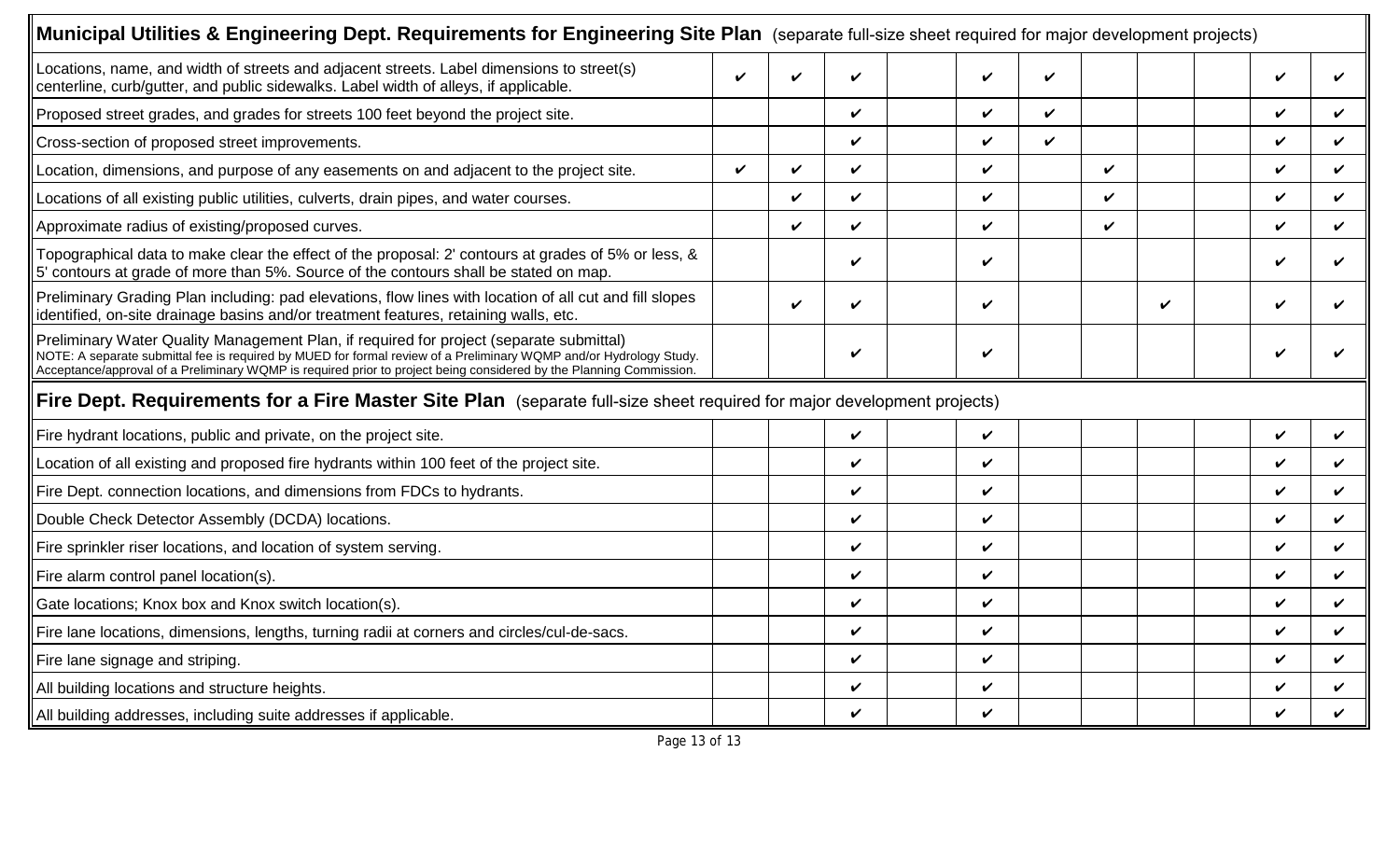| Municipal Utilities & Engineering Dept. Requirements for Engineering Site Plan (separate full-size sheet required for major development projects) | | | | | | | | | | | |
|---|---|---|---|---|---|---|---|---|---|---|---|
| Locations, name, and width of streets and adjacent streets. Label dimensions to street(s) centerline, curb/gutter, and public sidewalks. Label width of alleys, if applicable. | ✔ | ✔ | ✔ | | ✔ | ✔ | | | | ✔ | ✔ |
| Proposed street grades, and grades for streets 100 feet beyond the project site. | | | ✔ | | ✔ | ✔ | | | | ✔ | ✔ |
| Cross-section of proposed street improvements. | | | ✔ | | ✔ | ✔ | | | | ✔ | ✔ |
| Location, dimensions, and purpose of any easements on and adjacent to the project site. | ✔ | ✔ | ✔ | | ✔ | | ✔ | | | ✔ | ✔ |
| Locations of all existing public utilities, culverts, drain pipes, and water courses. | | ✔ | ✔ | | ✔ | | ✔ | | | ✔ | ✔ |
| Approximate radius of existing/proposed curves. | | ✔ | ✔ | | ✔ | | ✔ | | | ✔ | ✔ |
| Topographical data to make clear the effect of the proposal: 2' contours at grades of 5% or less, & 5' contours at grade of more than 5%. Source of the contours shall be stated on map. | | | ✔ | | ✔ | | | | | ✔ | ✔ |
| Preliminary Grading Plan including: pad elevations, flow lines with location of all cut and fill slopes identified, on-site drainage basins and/or treatment features, retaining walls, etc. | | ✔ | ✔ | | ✔ | | | ✔ | | ✔ | ✔ |
| Preliminary Water Quality Management Plan, if required for project (separate submittal) NOTE: A separate submittal fee is required by MUED for formal review of a Preliminary WQMP and/or Hydrology Study. Acceptance/approval of a Preliminary WQMP is required prior to project being considered by the Planning Commission. | | | ✔ | | ✔ | | | | | ✔ | ✔ |

| Fire Dept. Requirements for a Fire Master Site Plan (separate full-size sheet required for major development projects) | | | | | | | | | | | |
|---|---|---|---|---|---|---|---|---|---|---|---|
| Fire hydrant locations, public and private, on the project site. | | | ✔ | | ✔ | | | | | ✔ | ✔ |
| Location of all existing and proposed fire hydrants within 100 feet of the project site. | | | ✔ | | ✔ | | | | | ✔ | ✔ |
| Fire Dept. connection locations, and dimensions from FDCs to hydrants. | | | ✔ | | ✔ | | | | | ✔ | ✔ |
| Double Check Detector Assembly (DCDA) locations. | | | ✔ | | ✔ | | | | | ✔ | ✔ |
| Fire sprinkler riser locations, and location of system serving. | | | ✔ | | ✔ | | | | | ✔ | ✔ |
| Fire alarm control panel location(s). | | | ✔ | | ✔ | | | | | ✔ | ✔ |
| Gate locations; Knox box and Knox switch location(s). | | | ✔ | | ✔ | | | | | ✔ | ✔ |
| Fire lane locations, dimensions, lengths, turning radii at corners and circles/cul-de-sacs. | | | ✔ | | ✔ | | | | | ✔ | ✔ |
| Fire lane signage and striping. | | | ✔ | | ✔ | | | | | ✔ | ✔ |
| All building locations and structure heights. | | | ✔ | | ✔ | | | | | ✔ | ✔ |
| All building addresses, including suite addresses if applicable. | | | ✔ | | ✔ | | | | | ✔ | ✔ |